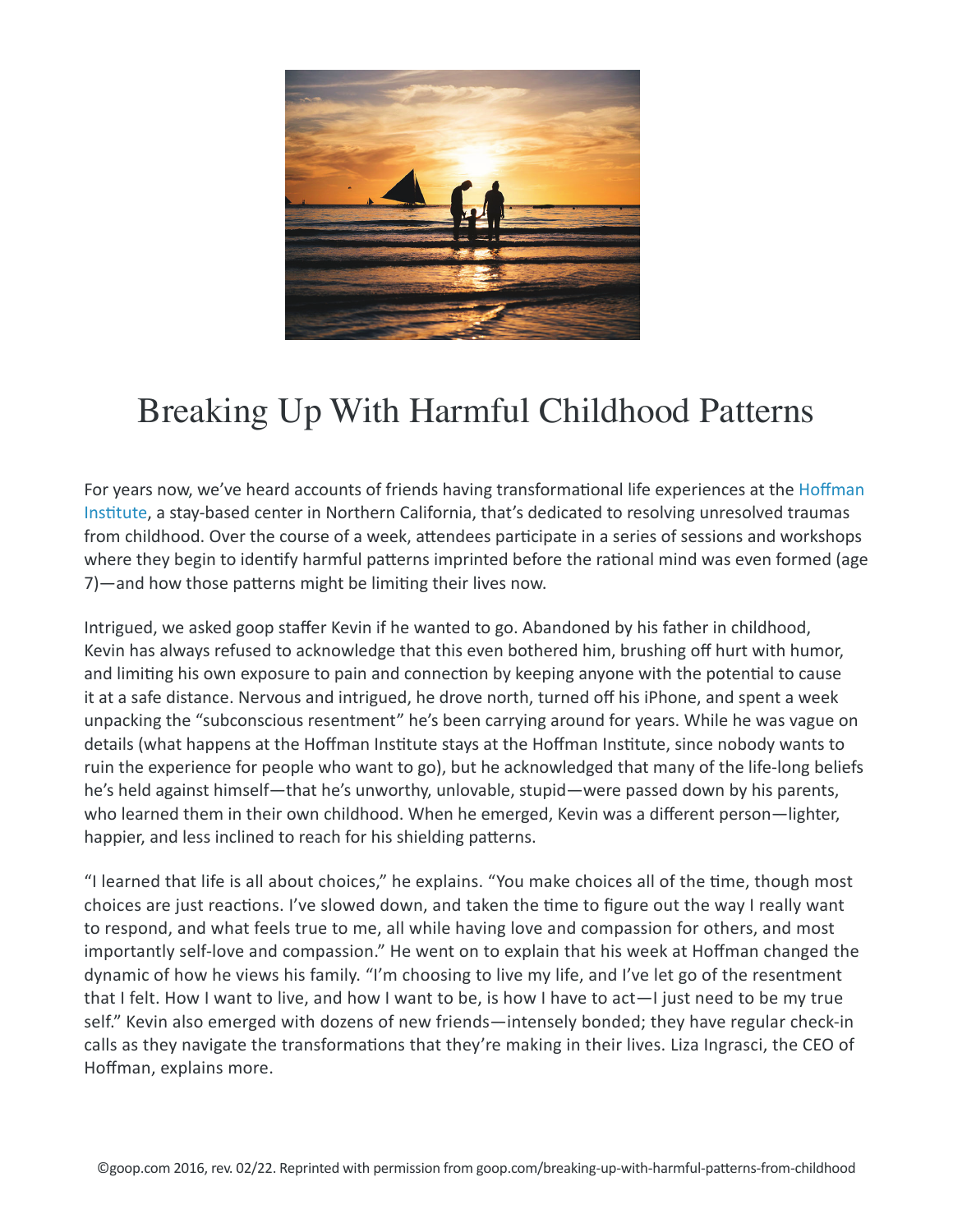# Breaking Up With Harmful Childhood Patterns

For years now, we've heard accounts of friends having transformational life experiences at the Hoffman Institute, a stay-based center in Northern California, that's dedicated to resolving unresolved traumas from childhood. Over the course of a week, attendees participate in a series of sessions and workshops where they begin to identify harmful patterns imprinted before the rational mind was even formed (age 7)—and how those patterns might be limiting their lives now.

Intrigued, we asked goop staffer Kevin if he wanted to go. Abandoned by his father in childhood, Kevin has always refused to acknowledge that this even bothered him, brushing off hurt with humor, and limiting his own exposure to pain and connection by keeping anyone with the potential to cause it at a safe distance. Nervous and intrigued, he drove north, turned off his iPhone, and spent a week unpacking the "subconscious resentment" he's been carrying around for years. While he was vague on details (what happens at the Hoffman Institute stays at the Hoffman Institute, since nobody wants to ruin the experience for people who want to go), but he acknowledged that many of the life-long beliefs he's held against himself—that he's unworthy, unlovable, stupid—were passed down by his parents, who learned them in their own childhood. When he emerged, Kevin was a different person—lighter, happier, and less inclined to reach for his shielding patterns.

"I learned that life is all about choices," he explains. "You make choices all of the time, though most choices are just reactions. I've slowed down, and taken the time to figure out the way I really want to respond, and what feels true to me, all while having love and compassion for others, and most importantly self-love and compassion." He went on to explain that his week at Hoffman changed the dynamic of how he views his family. "I'm choosing to live my life, and I've let go of the resentment that I felt. How I want to live, and how I want to be, is how I have to act—I just need to be my true self." Kevin also emerged with dozens of new friends—intensely bonded; they have regular check-in calls as they navigate the transformations that they're making in their lives. Liza Ingrasci, the CEO of Hoffman, explains more.

©goop.com 2016, rev. 02/22. Reprinted with permission from goop.com/breaking-up-with-harmful-patterns-from-childhood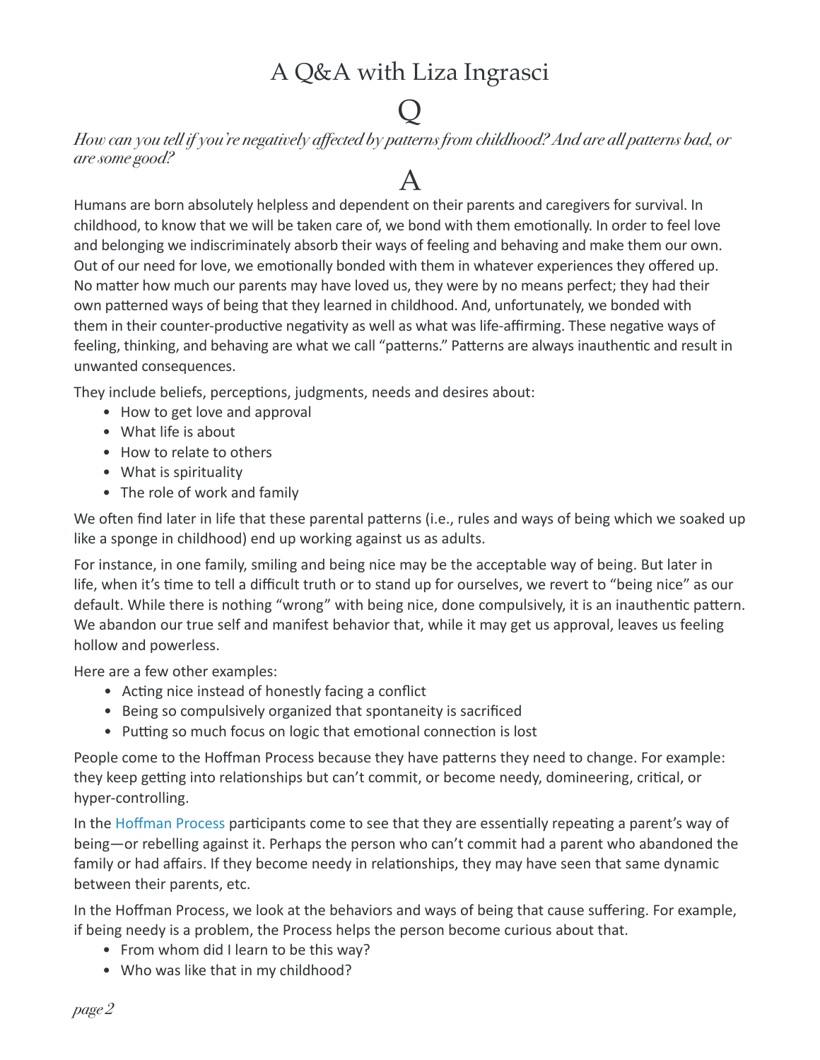# A Q&A with Liza Ingrasci

## Q

*How can you tell if you're negatively affected by patterns from childhood? And are all patterns bad, or are some good?*

## A

Humans are born absolutely helpless and dependent on their parents and caregivers for survival. In childhood, to know that we will be taken care of, we bond with them emotionally. In order to feel love and belonging we indiscriminately absorb their ways of feeling and behaving and make them our own. Out of our need for love, we emotionally bonded with them in whatever experiences they offered up. No matter how much our parents may have loved us, they were by no means perfect; they had their own patterned ways of being that they learned in childhood. And, unfortunately, we bonded with them in their counter-productive negativity as well as what was life-affirming. These negative ways of feeling, thinking, and behaving are what we call "patterns." Patterns are always inauthentic and result in unwanted consequences.

They include beliefs, perceptions, judgments, needs and desires about:

- How to get love and approval
- What life is about
- How to relate to others
- What is spirituality
- The role of work and family

We often find later in life that these parental patterns (i.e., rules and ways of being which we soaked up like a sponge in childhood) end up working against us as adults.

For instance, in one family, smiling and being nice may be the acceptable way of being. But later in life, when it's time to tell a difficult truth or to stand up for ourselves, we revert to "being nice" as our default. While there is nothing "wrong" with being nice, done compulsively, it is an inauthentic pattern. We abandon our true self and manifest behavior that, while it may get us approval, leaves us feeling hollow and powerless.

Here are a few other examples:

- Acting nice instead of honestly facing a conflict
- Being so compulsively organized that spontaneity is sacrificed
- Putting so much focus on logic that emotional connection is lost

People come to the Hoffman Process because they have patterns they need to change. For example: they keep getting into relationships but can't commit, or become needy, domineering, critical, or hyper-controlling.

In the Hoffman Process participants come to see that they are essentially repeating a parent's way of being—or rebelling against it. Perhaps the person who can't commit had a parent who abandoned the family or had affairs. If they become needy in relationships, they may have seen that same dynamic between their parents, etc.

In the Hoffman Process, we look at the behaviors and ways of being that cause suffering. For example, if being needy is a problem, the Process helps the person become curious about that.

- From whom did I learn to be this way?
- Who was like that in my childhood?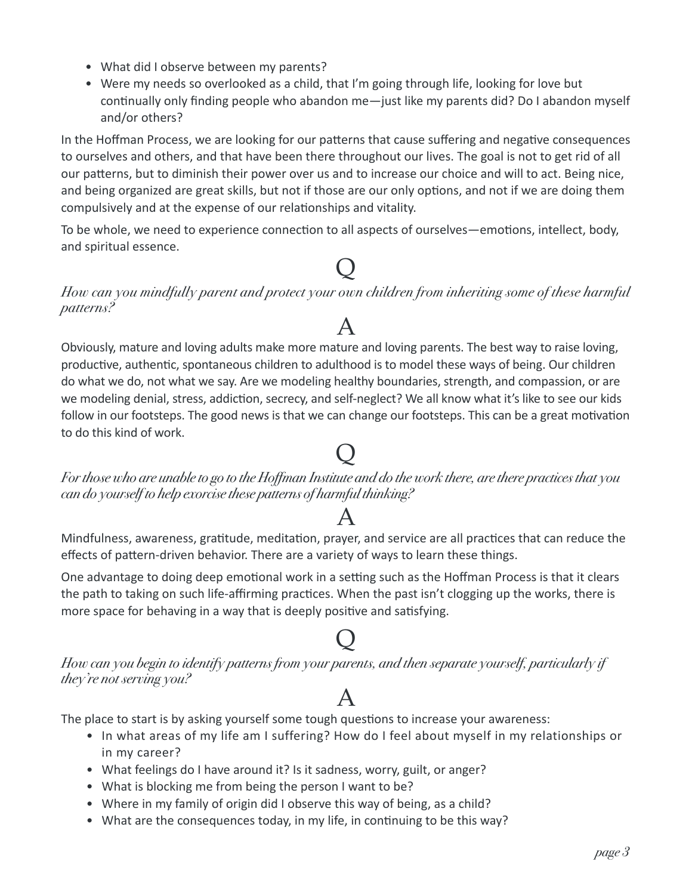- What did I observe between my parents?
- Were my needs so overlooked as a child, that I'm going through life, looking for love but continually only finding people who abandon me—just like my parents did? Do I abandon myself and/or others?

In the Hoffman Process, we are looking for our patterns that cause suffering and negative consequences to ourselves and others, and that have been there throughout our lives. The goal is not to get rid of all our patterns, but to diminish their power over us and to increase our choice and will to act. Being nice, and being organized are great skills, but not if those are our only options, and not if we are doing them compulsively and at the expense of our relationships and vitality.

To be whole, we need to experience connection to all aspects of ourselves—emotions, intellect, body, and spiritual essence.

## Q

*How can you mindfully parent and protect your own children from inheriting some of these harmful patterns?*

## A

Obviously, mature and loving adults make more mature and loving parents. The best way to raise loving, productive, authentic, spontaneous children to adulthood is to model these ways of being. Our children do what we do, not what we say. Are we modeling healthy boundaries, strength, and compassion, or are we modeling denial, stress, addiction, secrecy, and self-neglect? We all know what it's like to see our kids follow in our footsteps. The good news is that we can change our footsteps. This can be a great motivation to do this kind of work.

## Q

*For those who are unable to go to the Hoffman Institute and do the work there, are there practices that you can do yourself to help exorcise these patterns of harmful thinking?*

## A

Mindfulness, awareness, gratitude, meditation, prayer, and service are all practices that can reduce the effects of pattern-driven behavior. There are a variety of ways to learn these things.

One advantage to doing deep emotional work in a setting such as the Hoffman Process is that it clears the path to taking on such life-affirming practices. When the past isn't clogging up the works, there is more space for behaving in a way that is deeply positive and satisfying.

## Q

*How can you begin to identify patterns from your parents, and then separate yourself, particularly if they're not serving you?*

## A

The place to start is by asking yourself some tough questions to increase your awareness:

- In what areas of my life am I suffering? How do I feel about myself in my relationships or in my career?
- What feelings do I have around it? Is it sadness, worry, guilt, or anger?
- What is blocking me from being the person I want to be?
- Where in my family of origin did I observe this way of being, as a child?
- What are the consequences today, in my life, in continuing to be this way?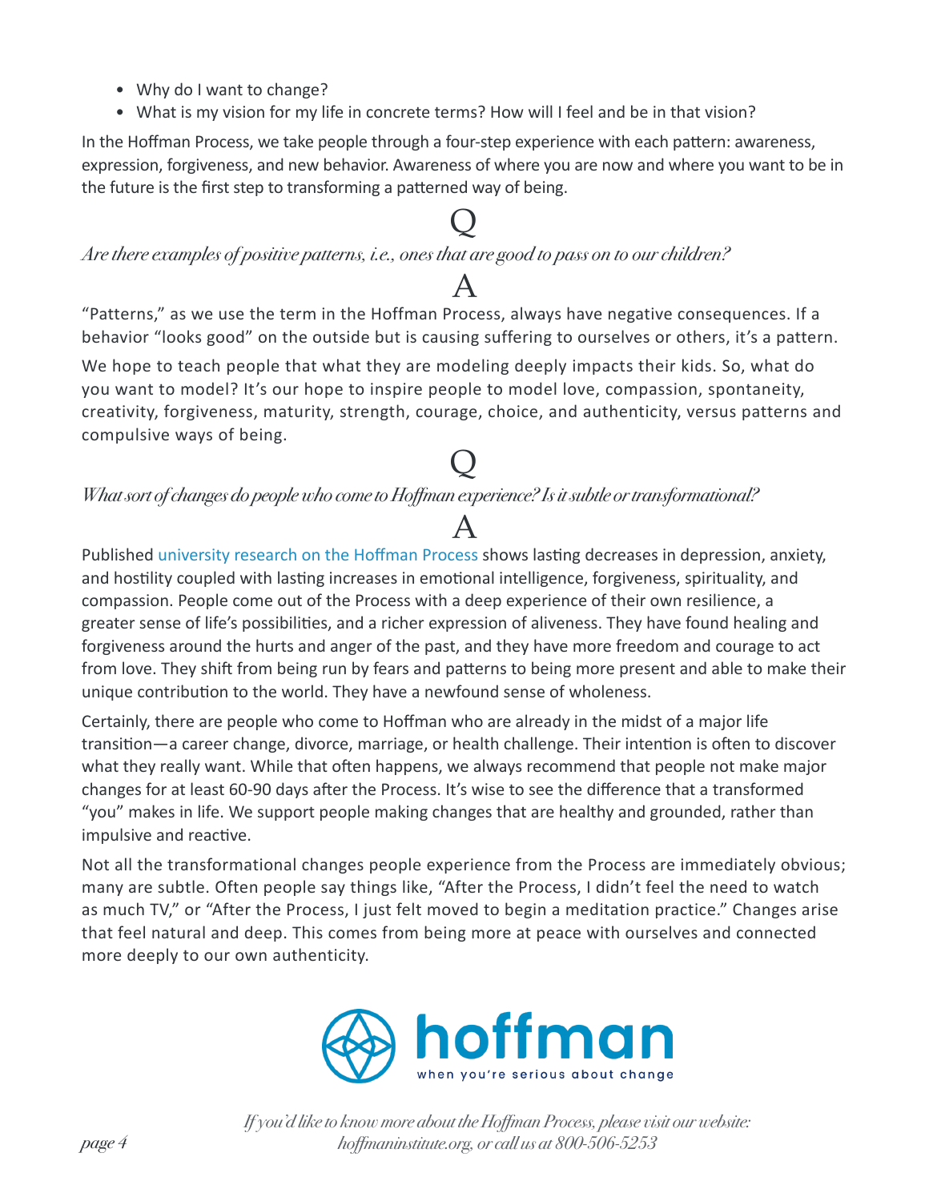- Why do I want to change?
- What is my vision for my life in concrete terms? How will I feel and be in that vision?

In the Hoffman Process, we take people through a four-step experience with each pattern: awareness, expression, forgiveness, and new behavior. Awareness of where you are now and where you want to be in the future is the first step to transforming a patterned way of being.

Q

*Are there examples of positive patterns, i.e., ones that are good to pass on to our children?*

A

"Patterns," as we use the term in the Hoffman Process, always have negative consequences. If a behavior "looks good" on the outside but is causing suffering to ourselves or others, it's a pattern.

We hope to teach people that what they are modeling deeply impacts their kids. So, what do you want to model? It's our hope to inspire people to model love, compassion, spontaneity, creativity, forgiveness, maturity, strength, courage, choice, and authenticity, versus patterns and compulsive ways of being.

Q

*What sort of changes do people who come to Hoffman experience? Is it subtle or transformational?*

A

Published university research on the Hoffman Process shows lasting decreases in depression, anxiety, and hostility coupled with lasting increases in emotional intelligence, forgiveness, spirituality, and compassion. People come out of the Process with a deep experience of their own resilience, a greater sense of life's possibilities, and a richer expression of aliveness. They have found healing and forgiveness around the hurts and anger of the past, and they have more freedom and courage to act from love. They shift from being run by fears and patterns to being more present and able to make their unique contribution to the world. They have a newfound sense of wholeness.

Certainly, there are people who come to Hoffman who are already in the midst of a major life transition—a career change, divorce, marriage, or health challenge. Their intention is often to discover what they really want. While that often happens, we always recommend that people not make major changes for at least 60-90 days after the Process. It's wise to see the difference that a transformed "you" makes in life. We support people making changes that are healthy and grounded, rather than impulsive and reactive.

Not all the transformational changes people experience from the Process are immediately obvious; many are subtle. Often people say things like, "After the Process, I didn't feel the need to watch as much TV," or "After the Process, I just felt moved to begin a meditation practice." Changes arise that feel natural and deep. This comes from being more at peace with ourselves and connected more deeply to our own authenticity.

**hoffman**
when you're serious about change

*If you'd like to know more about the Hoffman Process, please visit our website: hoffmaninstitute.org, or call us at 800-506-5253*